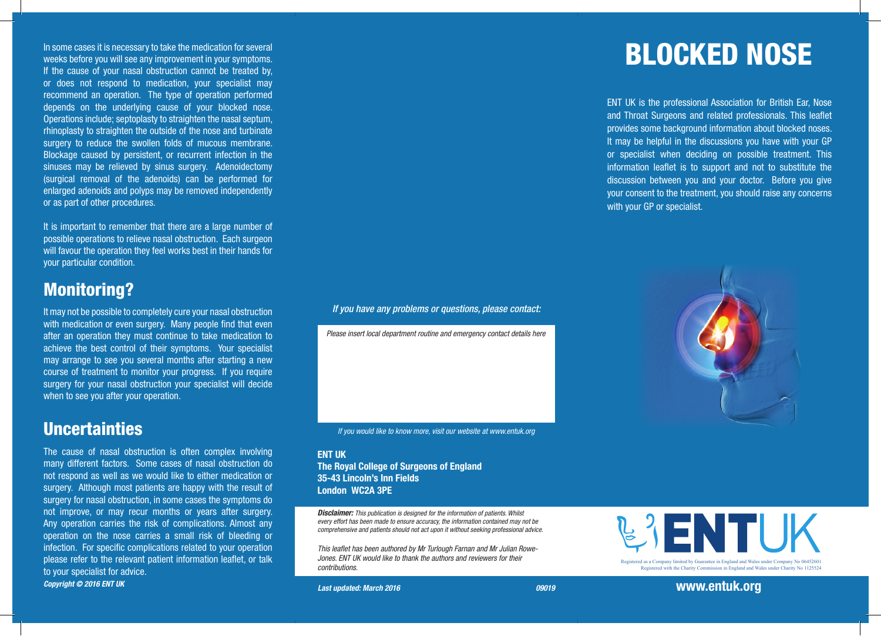# BLOCKED NOSE

ENT UK is the professional Association for British Ear, Nose and Throat Surgeons and related professionals. This leaflet provides some background information about blocked noses. It may be helpful in the discussions you have with your GP or specialist when deciding on possible treatment. This information leaflet is to support and not to substitute the discussion between you and your doctor. Before you give your consent to the treatment, you should raise any concerns with your GP or specialist.

In some cases it is necessary to take the medication for several weeks before you will see any improvement in your symptoms. If the cause of your nasal obstruction cannot be treated by, or does not respond to medication, your specialist may recommend an operation. The type of operation performed depends on the underlying cause of your blocked nose. Operations include; septoplasty to straighten the nasal septum, rhinoplasty to straighten the outside of the nose and turbinate surgery to reduce the swollen folds of mucous membrane. Blockage caused by persistent, or recurrent infection in the sinuses may be relieved by sinus surgery. Adenoidectomy (surgical removal of the adenoids) can be performed for enlarged adenoids and polyps may be removed independently or as part of other procedures.

It is important to remember that there are a large number of possible operations to relieve nasal obstruction. Each surgeon will favour the operation they feel works best in their hands for your particular condition.

## Monitoring?

It may not be possible to completely cure your nasal obstruction with medication or even surgery. Many people find that even after an operation they must continue to take medication to achieve the best control of their symptoms. Your specialist may arrange to see you several months after starting a new course of treatment to monitor your progress. If you require surgery for your nasal obstruction your specialist will decide when to see you after your operation.

## Uncertainties

The cause of nasal obstruction is often complex involving many different factors. Some cases of nasal obstruction do not respond as well as we would like to either medication or surgery. Although most patients are happy with the result of surgery for nasal obstruction, in some cases the symptoms do not improve, or may recur months or years after surgery. Any operation carries the risk of complications. Almost any operation on the nose carries a small risk of bleeding or infection. For specific complications related to your operation please refer to the relevant patient information leaflet, or talk to your specialist for advice.

***Copyright © 2016 ENT UK***

*If you have any problems or questions, please contact:*

*Please insert local department routine and emergency contact details here*

*If you would like to know more, visit our website at www.entuk.org*

**ENT UK**
**The Royal College of Surgeons of England**
**35-43 Lincoln's Inn Fields**
**London WC2A 3PE**

***Disclaimer:*** *This publication is designed for the information of patients. Whilst every effort has been made to ensure accuracy, the information contained may not be comprehensive and patients should not act upon it without seeking professional advice.*

*This leaflet has been authored by Mr Turlough Farnan and Mr Julian Rowe-Jones. ENT UK would like to thank the authors and reviewers for their contributions.*

***Last updated: March 2016*** ***09019***

ENTUK

Registered as a Company limited by Guarantee in England and Wales under Company No 06452601
Registered with the Charity Commission in England and Wales under Charity No 1125524

**www.entuk.org**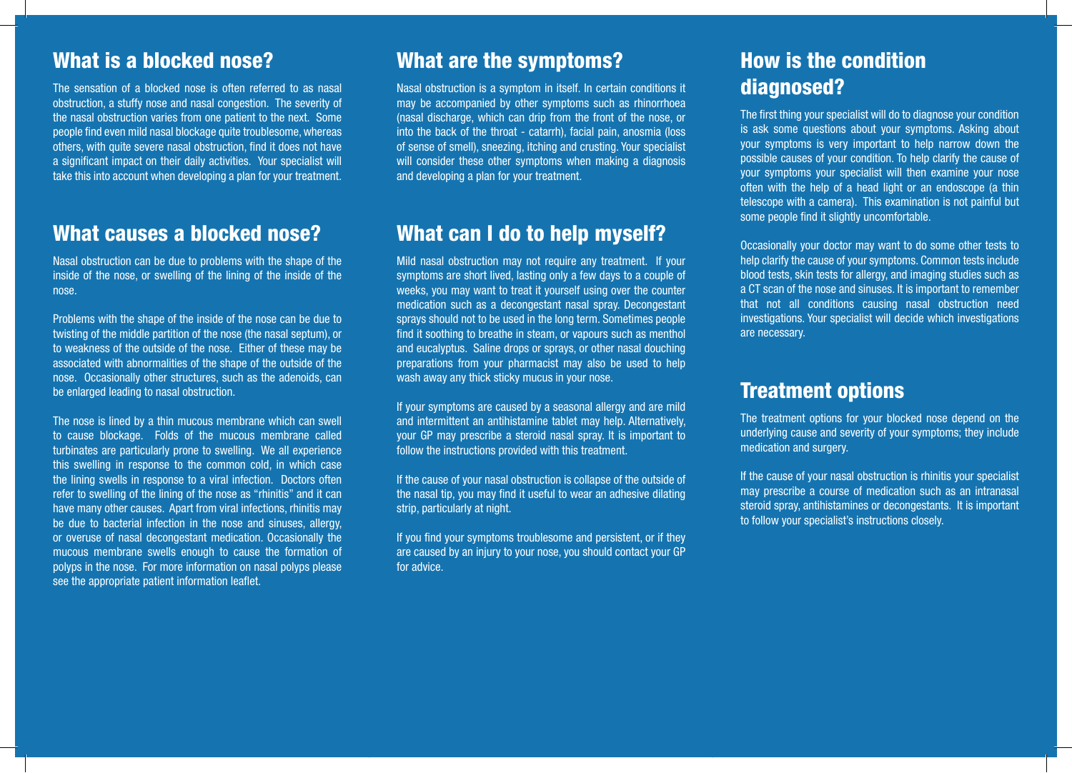## What is a blocked nose?

The sensation of a blocked nose is often referred to as nasal obstruction, a stuffy nose and nasal congestion. The severity of the nasal obstruction varies from one patient to the next. Some people find even mild nasal blockage quite troublesome, whereas others, with quite severe nasal obstruction, find it does not have a significant impact on their daily activities. Your specialist will take this into account when developing a plan for your treatment.

## What causes a blocked nose?

Nasal obstruction can be due to problems with the shape of the inside of the nose, or swelling of the lining of the inside of the nose.

Problems with the shape of the inside of the nose can be due to twisting of the middle partition of the nose (the nasal septum), or to weakness of the outside of the nose. Either of these may be associated with abnormalities of the shape of the outside of the nose. Occasionally other structures, such as the adenoids, can be enlarged leading to nasal obstruction.

The nose is lined by a thin mucous membrane which can swell to cause blockage. Folds of the mucous membrane called turbinates are particularly prone to swelling. We all experience this swelling in response to the common cold, in which case the lining swells in response to a viral infection. Doctors often refer to swelling of the lining of the nose as "rhinitis" and it can have many other causes. Apart from viral infections, rhinitis may be due to bacterial infection in the nose and sinuses, allergy, or overuse of nasal decongestant medication. Occasionally the mucous membrane swells enough to cause the formation of polyps in the nose. For more information on nasal polyps please see the appropriate patient information leaflet.

## What are the symptoms?

Nasal obstruction is a symptom in itself. In certain conditions it may be accompanied by other symptoms such as rhinorrhoea (nasal discharge, which can drip from the front of the nose, or into the back of the throat - catarrh), facial pain, anosmia (loss of sense of smell), sneezing, itching and crusting. Your specialist will consider these other symptoms when making a diagnosis and developing a plan for your treatment.

## What can I do to help myself?

Mild nasal obstruction may not require any treatment. If your symptoms are short lived, lasting only a few days to a couple of weeks, you may want to treat it yourself using over the counter medication such as a decongestant nasal spray. Decongestant sprays should not to be used in the long term. Sometimes people find it soothing to breathe in steam, or vapours such as menthol and eucalyptus. Saline drops or sprays, or other nasal douching preparations from your pharmacist may also be used to help wash away any thick sticky mucus in your nose.

If your symptoms are caused by a seasonal allergy and are mild and intermittent an antihistamine tablet may help. Alternatively, your GP may prescribe a steroid nasal spray. It is important to follow the instructions provided with this treatment.

If the cause of your nasal obstruction is collapse of the outside of the nasal tip, you may find it useful to wear an adhesive dilating strip, particularly at night.

If you find your symptoms troublesome and persistent, or if they are caused by an injury to your nose, you should contact your GP for advice.

## How is the condition diagnosed?

The first thing your specialist will do to diagnose your condition is ask some questions about your symptoms. Asking about your symptoms is very important to help narrow down the possible causes of your condition. To help clarify the cause of your symptoms your specialist will then examine your nose often with the help of a head light or an endoscope (a thin telescope with a camera). This examination is not painful but some people find it slightly uncomfortable.

Occasionally your doctor may want to do some other tests to help clarify the cause of your symptoms. Common tests include blood tests, skin tests for allergy, and imaging studies such as a CT scan of the nose and sinuses. It is important to remember that not all conditions causing nasal obstruction need investigations. Your specialist will decide which investigations are necessary.

## Treatment options

The treatment options for your blocked nose depend on the underlying cause and severity of your symptoms; they include medication and surgery.

If the cause of your nasal obstruction is rhinitis your specialist may prescribe a course of medication such as an intranasal steroid spray, antihistamines or decongestants. It is important to follow your specialist's instructions closely.